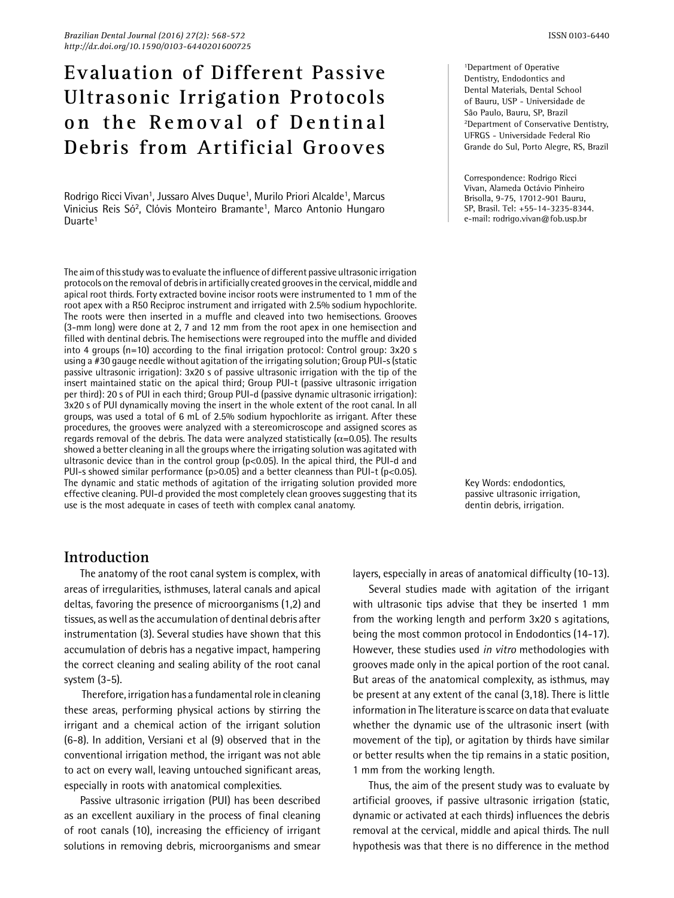# Evaluation of Different Passive Ultrasonic Irrigation Protocols on the Removal of Dentinal Debris from Artificial Grooves

Rodrigo Ricci Vivan[1], Jussaro Alves Duque[1], Murilo Priori Alcalde[1], Marcus Vinicius Reis Só[2], Clóvis Monteiro Bramante[1], Marco Antonio Hungaro Duarte[1]

[1]Department of Operative Dentistry, Endodontics and Dental Materials, Dental School of Bauru, USP - Universidade de São Paulo, Bauru, SP, Brazil
[2]Department of Conservative Dentistry, UFRGS - Universidade Federal Rio Grande do Sul, Porto Alegre, RS, Brazil

Correspondence: Rodrigo Ricci Vivan, Alameda Octávio Pinheiro Brisolla, 9-75, 17012-901 Bauru, SP, Brasil. Tel: +55-14-3235-8344. e-mail: rodrigo.vivan@fob.usp.br

The aim of this study was to evaluate the influence of different passive ultrasonic irrigation protocols on the removal of debris in artificially created grooves in the cervical, middle and apical root thirds. Forty extracted bovine incisor roots were instrumented to 1 mm of the root apex with a R50 Reciproc instrument and irrigated with 2.5% sodium hypochlorite. The roots were then inserted in a muffle and cleaved into two hemisections. Grooves (3-mm long) were done at 2, 7 and 12 mm from the root apex in one hemisection and filled with dentinal debris. The hemisections were regrouped into the muffle and divided into 4 groups (n=10) according to the final irrigation protocol: Control group: 3x20 s using a #30 gauge needle without agitation of the irrigating solution; Group PUI-s (static passive ultrasonic irrigation): 3x20 s of passive ultrasonic irrigation with the tip of the insert maintained static on the apical third; Group PUI-t (passive ultrasonic irrigation per third): 20 s of PUI in each third; Group PUI-d (passive dynamic ultrasonic irrigation): 3x20 s of PUI dynamically moving the insert in the whole extent of the root canal. In all groups, was used a total of 6 mL of 2.5% sodium hypochlorite as irrigant. After these procedures, the grooves were analyzed with a stereomicroscope and assigned scores as regards removal of the debris. The data were analyzed statistically ($\alpha$=0.05). The results showed a better cleaning in all the groups where the irrigating solution was agitated with ultrasonic device than in the control group ($p<0.05$). In the apical third, the PUI-d and PUI-s showed similar performance ($p>0.05$) and a better cleanness than PUI-t ($p<0.05$). The dynamic and static methods of agitation of the irrigating solution provided more effective cleaning. PUI-d provided the most completely clean grooves suggesting that its use is the most adequate in cases of teeth with complex canal anatomy.

Key Words: endodontics, passive ultrasonic irrigation, dentin debris, irrigation.

## Introduction

The anatomy of the root canal system is complex, with areas of irregularities, isthmuses, lateral canals and apical deltas, favoring the presence of microorganisms (1,2) and tissues, as well as the accumulation of dentinal debris after instrumentation (3). Several studies have shown that this accumulation of debris has a negative impact, hampering the correct cleaning and sealing ability of the root canal system (3-5).

Therefore, irrigation has a fundamental role in cleaning these areas, performing physical actions by stirring the irrigant and a chemical action of the irrigant solution (6-8). In addition, Versiani et al (9) observed that in the conventional irrigation method, the irrigant was not able to act on every wall, leaving untouched significant areas, especially in roots with anatomical complexities.

Passive ultrasonic irrigation (PUI) has been described as an excellent auxiliary in the process of final cleaning of root canals (10), increasing the efficiency of irrigant solutions in removing debris, microorganisms and smear layers, especially in areas of anatomical difficulty (10-13).

Several studies made with agitation of the irrigant with ultrasonic tips advise that they be inserted 1 mm from the working length and perform 3x20 s agitations, being the most common protocol in Endodontics (14-17). However, these studies used *in vitro* methodologies with grooves made only in the apical portion of the root canal. But areas of the anatomical complexity, as isthmus, may be present at any extent of the canal (3,18). There is little information in The literature is scarce on data that evaluate whether the dynamic use of the ultrasonic insert (with movement of the tip), or agitation by thirds have similar or better results when the tip remains in a static position, 1 mm from the working length.

Thus, the aim of the present study was to evaluate by artificial grooves, if passive ultrasonic irrigation (static, dynamic or activated at each thirds) influences the debris removal at the cervical, middle and apical thirds. The null hypothesis was that there is no difference in the method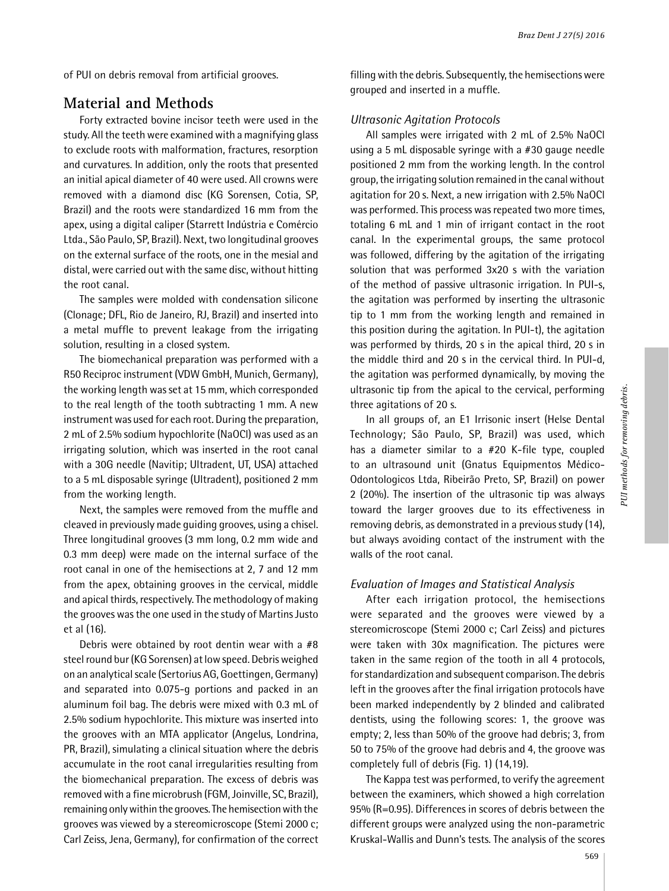of PUI on debris removal from artificial grooves.

## Material and Methods

Forty extracted bovine incisor teeth were used in the study. All the teeth were examined with a magnifying glass to exclude roots with malformation, fractures, resorption and curvatures. In addition, only the roots that presented an initial apical diameter of 40 were used. All crowns were removed with a diamond disc (KG Sorensen, Cotia, SP, Brazil) and the roots were standardized 16 mm from the apex, using a digital caliper (Starrett Indústria e Comércio Ltda., São Paulo, SP, Brazil). Next, two longitudinal grooves on the external surface of the roots, one in the mesial and distal, were carried out with the same disc, without hitting the root canal.

The samples were molded with condensation silicone (Clonage; DFL, Rio de Janeiro, RJ, Brazil) and inserted into a metal muffle to prevent leakage from the irrigating solution, resulting in a closed system.

The biomechanical preparation was performed with a R50 Reciproc instrument (VDW GmbH, Munich, Germany), the working length was set at 15 mm, which corresponded to the real length of the tooth subtracting 1 mm. A new instrument was used for each root. During the preparation, 2 mL of 2.5% sodium hypochlorite (NaOCl) was used as an irrigating solution, which was inserted in the root canal with a 30G needle (Navitip; Ultradent, UT, USA) attached to a 5 mL disposable syringe (Ultradent), positioned 2 mm from the working length.

Next, the samples were removed from the muffle and cleaved in previously made guiding grooves, using a chisel. Three longitudinal grooves (3 mm long, 0.2 mm wide and 0.3 mm deep) were made on the internal surface of the root canal in one of the hemisections at 2, 7 and 12 mm from the apex, obtaining grooves in the cervical, middle and apical thirds, respectively. The methodology of making the grooves was the one used in the study of Martins Justo et al (16).

Debris were obtained by root dentin wear with a #8 steel round bur (KG Sorensen) at low speed. Debris weighed on an analytical scale (Sertorius AG, Goettingen, Germany) and separated into 0.075-g portions and packed in an aluminum foil bag. The debris were mixed with 0.3 mL of 2.5% sodium hypochlorite. This mixture was inserted into the grooves with an MTA applicator (Angelus, Londrina, PR, Brazil), simulating a clinical situation where the debris accumulate in the root canal irregularities resulting from the biomechanical preparation. The excess of debris was removed with a fine microbrush (FGM, Joinville, SC, Brazil), remaining only within the grooves. The hemisection with the grooves was viewed by a stereomicroscope (Stemi 2000 c; Carl Zeiss, Jena, Germany), for confirmation of the correct filling with the debris. Subsequently, the hemisections were grouped and inserted in a muffle.

### *Ultrasonic Agitation Protocols*

All samples were irrigated with 2 mL of 2.5% NaOCl using a 5 mL disposable syringe with a #30 gauge needle positioned 2 mm from the working length. In the control group, the irrigating solution remained in the canal without agitation for 20 s. Next, a new irrigation with 2.5% NaOCl was performed. This process was repeated two more times, totaling 6 mL and 1 min of irrigant contact in the root canal. In the experimental groups, the same protocol was followed, differing by the agitation of the irrigating solution that was performed 3x20 s with the variation of the method of passive ultrasonic irrigation. In PUI-s, the agitation was performed by inserting the ultrasonic tip to 1 mm from the working length and remained in this position during the agitation. In PUI-t), the agitation was performed by thirds, 20 s in the apical third, 20 s in the middle third and 20 s in the cervical third. In PUI-d, the agitation was performed dynamically, by moving the ultrasonic tip from the apical to the cervical, performing three agitations of 20 s.

In all groups of, an E1 Irrisonic insert (Helse Dental Technology; São Paulo, SP, Brazil) was used, which has a diameter similar to a #20 K-file type, coupled to an ultrasound unit (Gnatus Equipmentos Médico-Odontologicos Ltda, Ribeirão Preto, SP, Brazil) on power 2 (20%). The insertion of the ultrasonic tip was always toward the larger grooves due to its effectiveness in removing debris, as demonstrated in a previous study (14), but always avoiding contact of the instrument with the walls of the root canal.

### *Evaluation of Images and Statistical Analysis*

After each irrigation protocol, the hemisections were separated and the grooves were viewed by a stereomicroscope (Stemi 2000 c; Carl Zeiss) and pictures were taken with 30x magnification. The pictures were taken in the same region of the tooth in all 4 protocols, for standardization and subsequent comparison. The debris left in the grooves after the final irrigation protocols have been marked independently by 2 blinded and calibrated dentists, using the following scores: 1, the groove was empty; 2, less than 50% of the groove had debris; 3, from 50 to 75% of the groove had debris and 4, the groove was completely full of debris (Fig. 1) (14,19).

The Kappa test was performed, to verify the agreement between the examiners, which showed a high correlation 95% (R=0.95). Differences in scores of debris between the different groups were analyzed using the non-parametric Kruskal-Wallis and Dunn's tests. The analysis of the scores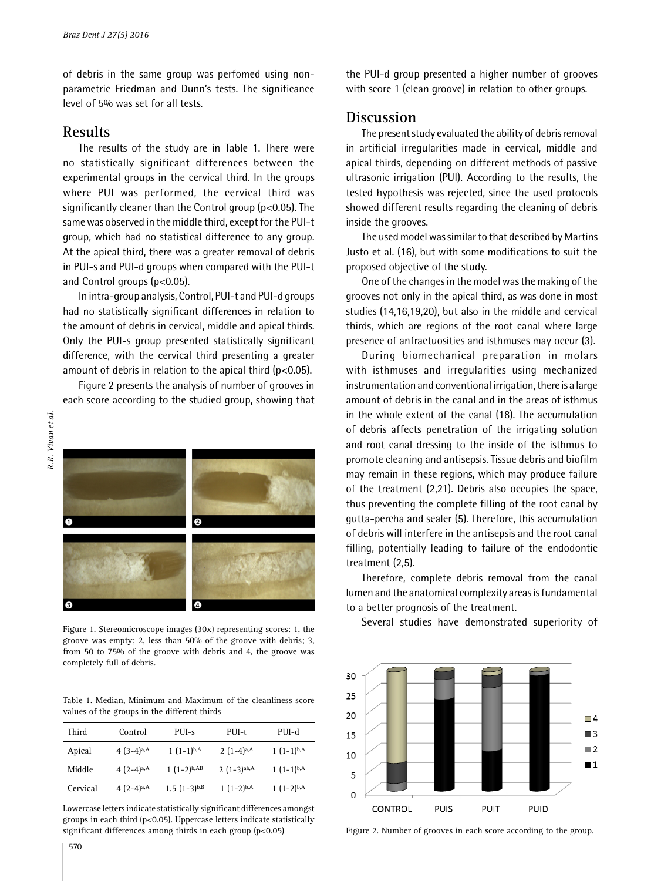of debris in the same group was perfomed using non-parametric Friedman and Dunn's tests. The significance level of 5% was set for all tests.

## Results

The results of the study are in Table 1. There were no statistically significant differences between the experimental groups in the cervical third. In the groups where PUI was performed, the cervical third was significantly cleaner than the Control group ($p<0.05$). The same was observed in the middle third, except for the PUI-t group, which had no statistical difference to any group. At the apical third, there was a greater removal of debris in PUI-s and PUI-d groups when compared with the PUI-t and Control groups ($p<0.05$).

In intra-group analysis, Control, PUI-t and PUI-d groups had no statistically significant differences in relation to the amount of debris in cervical, middle and apical thirds. Only the PUI-s group presented statistically significant difference, with the cervical third presenting a greater amount of debris in relation to the apical third ($p<0.05$).

Figure 2 presents the analysis of number of grooves in each score according to the studied group, showing that the PUI-d group presented a higher number of grooves with score 1 (clean groove) in relation to other groups.

Figure 1. Stereomicroscope images (30x) representing scores: 1, the groove was empty; 2, less than 50% of the groove with debris; 3, from 50 to 75% of the groove with debris and 4, the groove was completely full of debris.

Table 1. Median, Minimum and Maximum of the cleanliness score values of the groups in the different thirds

| Third | Control | PUI-s | PUI-t | PUI-d |
|---|---|---|---|---|
| Apical | 4 (3-4)$^{a,A}$ | 1 (1-1)$^{b,A}$ | 2 (1-4)$^{a,A}$ | 1 (1-1)$^{b,A}$ |
| Middle | 4 (2-4)$^{a,A}$ | 1 (1-2)$^{b,AB}$ | 2 (1-3)$^{ab,A}$ | 1 (1-1)$^{b,A}$ |
| Cervical | 4 (2-4)$^{a,A}$ | 1.5 (1-3)$^{b,B}$ | 1 (1-2)$^{b,A}$ | 1 (1-2)$^{b,A}$ |

Lowercase letters indicate statistically significant differences amongst groups in each third ($p<0.05$). Uppercase letters indicate statistically significant differences among thirds in each group ($p<0.05$)

## Discussion

The present study evaluated the ability of debris removal in artificial irregularities made in cervical, middle and apical thirds, depending on different methods of passive ultrasonic irrigation (PUI). According to the results, the tested hypothesis was rejected, since the used protocols showed different results regarding the cleaning of debris inside the grooves.

The used model was similar to that described by Martins Justo et al. (16), but with some modifications to suit the proposed objective of the study.

One of the changes in the model was the making of the grooves not only in the apical third, as was done in most studies (14,16,19,20), but also in the middle and cervical thirds, which are regions of the root canal where large presence of anfractuosities and isthmuses may occur (3).

During biomechanical preparation in molars with isthmuses and irregularities using mechanized instrumentation and conventional irrigation, there is a large amount of debris in the canal and in the areas of isthmus in the whole extent of the canal (18). The accumulation of debris affects penetration of the irrigating solution and root canal dressing to the inside of the isthmus to promote cleaning and antisepsis. Tissue debris and biofilm may remain in these regions, which may produce failure of the treatment (2,21). Debris also occupies the space, thus preventing the complete filling of the root canal by gutta-percha and sealer (5). Therefore, this accumulation of debris will interfere in the antisepsis and the root canal filling, potentially leading to failure of the endodontic treatment (2,5).

Therefore, complete debris removal from the canal lumen and the anatomical complexity areas is fundamental to a better prognosis of the treatment.

Several studies have demonstrated superiority of

Figure 2. Number of grooves in each score according to the group.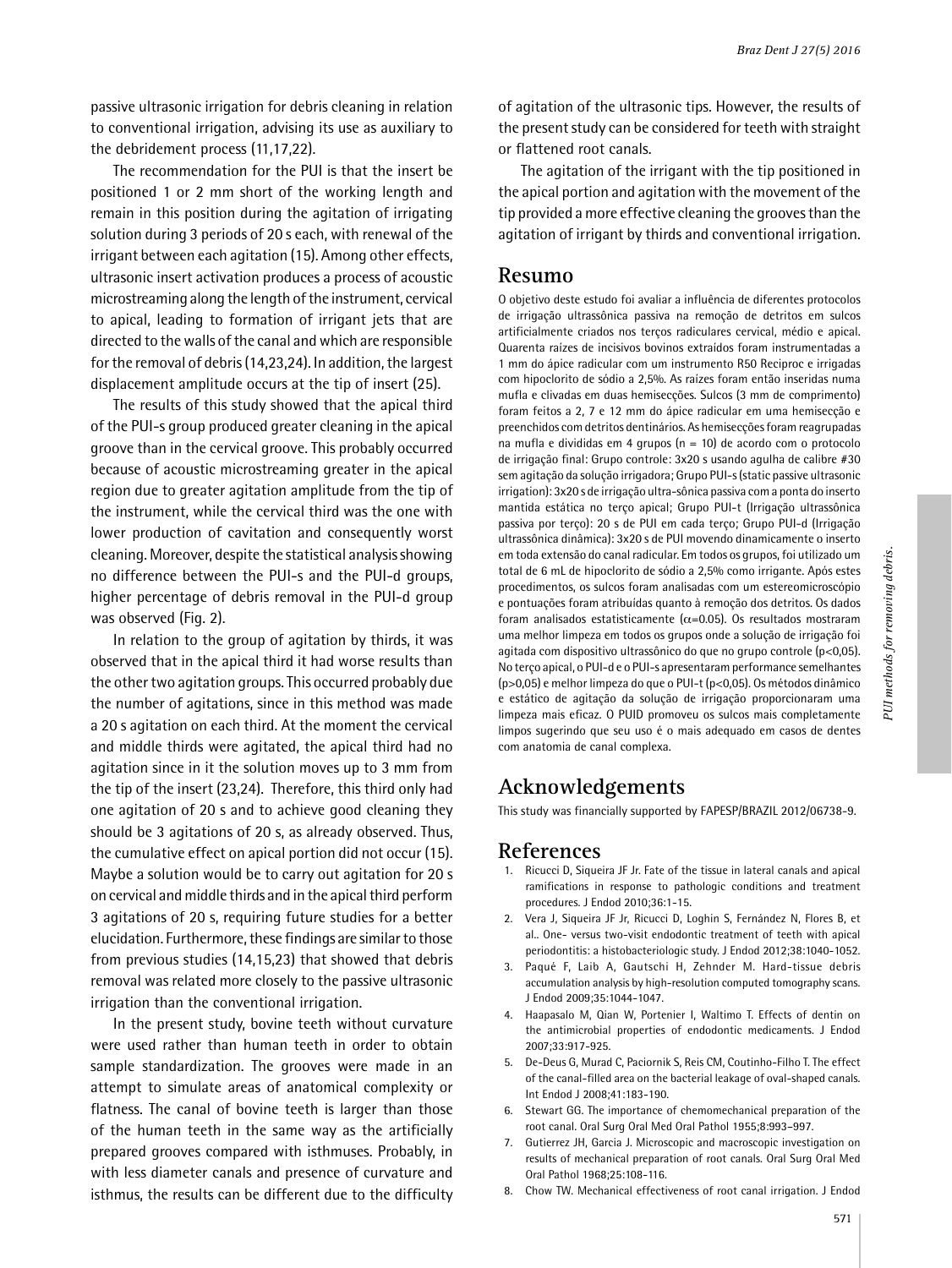passive ultrasonic irrigation for debris cleaning in relation to conventional irrigation, advising its use as auxiliary to the debridement process (11,17,22).

The recommendation for the PUI is that the insert be positioned 1 or 2 mm short of the working length and remain in this position during the agitation of irrigating solution during 3 periods of 20 s each, with renewal of the irrigant between each agitation (15). Among other effects, ultrasonic insert activation produces a process of acoustic microstreaming along the length of the instrument, cervical to apical, leading to formation of irrigant jets that are directed to the walls of the canal and which are responsible for the removal of debris (14,23,24). In addition, the largest displacement amplitude occurs at the tip of insert (25).

The results of this study showed that the apical third of the PUI-s group produced greater cleaning in the apical groove than in the cervical groove. This probably occurred because of acoustic microstreaming greater in the apical region due to greater agitation amplitude from the tip of the instrument, while the cervical third was the one with lower production of cavitation and consequently worst cleaning. Moreover, despite the statistical analysis showing no difference between the PUI-s and the PUI-d groups, higher percentage of debris removal in the PUI-d group was observed (Fig. 2).

In relation to the group of agitation by thirds, it was observed that in the apical third it had worse results than the other two agitation groups. This occurred probably due the number of agitations, since in this method was made a 20 s agitation on each third. At the moment the cervical and middle thirds were agitated, the apical third had no agitation since in it the solution moves up to 3 mm from the tip of the insert (23,24). Therefore, this third only had one agitation of 20 s and to achieve good cleaning they should be 3 agitations of 20 s, as already observed. Thus, the cumulative effect on apical portion did not occur (15). Maybe a solution would be to carry out agitation for 20 s on cervical and middle thirds and in the apical third perform 3 agitations of 20 s, requiring future studies for a better elucidation. Furthermore, these findings are similar to those from previous studies (14,15,23) that showed that debris removal was related more closely to the passive ultrasonic irrigation than the conventional irrigation.

In the present study, bovine teeth without curvature were used rather than human teeth in order to obtain sample standardization. The grooves were made in an attempt to simulate areas of anatomical complexity or flatness. The canal of bovine teeth is larger than those of the human teeth in the same way as the artificially prepared grooves compared with isthmuses. Probably, in with less diameter canals and presence of curvature and isthmus, the results can be different due to the difficulty of agitation of the ultrasonic tips. However, the results of the present study can be considered for teeth with straight or flattened root canals.

The agitation of the irrigant with the tip positioned in the apical portion and agitation with the movement of the tip provided a more effective cleaning the grooves than the agitation of irrigant by thirds and conventional irrigation.

## Resumo

O objetivo deste estudo foi avaliar a influência de diferentes protocolos de irrigação ultrassônica passiva na remoção de detritos em sulcos artificialmente criados nos terços radiculares cervical, médio e apical. Quarenta raízes de incisivos bovinos extraídos foram instrumentadas a 1 mm do ápice radicular com um instrumento R50 Reciproc e irrigadas com hipoclorito de sódio a 2,5%. As raízes foram então inseridas numa mufla e clivadas em duas hemisecções. Sulcos (3 mm de comprimento) foram feitos a 2, 7 e 12 mm do ápice radicular em uma hemisecção e preenchidos com detritos dentinários. As hemisecções foram reagrupadas na mufla e divididas em 4 grupos (n = 10) de acordo com o protocolo de irrigação final: Grupo controle: 3x20 s usando agulha de calibre #30 sem agitação da solução irrigadora; Grupo PUI-s (static passive ultrasonic irrigation): 3x20 s de irrigação ultra-sônica passiva com a ponta do inserto mantida estática no terço apical; Grupo PUI-t (Irrigação ultrassônica passiva por terço): 20 s de PUI em cada terço; Grupo PUI-d (Irrigação ultrassônica dinâmica): 3x20 s de PUI movendo dinamicamente o inserto em toda extensão do canal radicular. Em todos os grupos, foi utilizado um total de 6 mL de hipoclorito de sódio a 2,5% como irrigante. Após estes procedimentos, os sulcos foram analisadas com um estereomicroscópio e pontuações foram atribuídas quanto à remoção dos detritos. Os dados foram analisados estatisticamente ($\alpha$=0.05). Os resultados mostraram uma melhor limpeza em todos os grupos onde a solução de irrigação foi agitada com dispositivo ultrassônico do que no grupo controle ($p<0,05$). No terço apical, o PUI-d e o PUI-s apresentaram performance semelhantes ($p>0,05$) e melhor limpeza do que o PUI-t ($p<0,05$). Os métodos dinâmico e estático de agitação da solução de irrigação proporcionaram uma limpeza mais eficaz. O PUID promoveu os sulcos mais completamente limpos sugerindo que seu uso é o mais adequado em casos de dentes com anatomia de canal complexa.

## Acknowledgements

This study was financially supported by FAPESP/BRAZIL 2012/06738-9.

## References

1. Ricucci D, Siqueira JF Jr. Fate of the tissue in lateral canals and apical ramifications in response to pathologic conditions and treatment procedures. J Endod 2010;36:1-15.
2. Vera J, Siqueira JF Jr, Ricucci D, Loghin S, Fernández N, Flores B, et al.. One- versus two-visit endodontic treatment of teeth with apical periodontitis: a histobacteriologic study. J Endod 2012;38:1040-1052.
3. Paqué F, Laib A, Gautschi H, Zehnder M. Hard-tissue debris accumulation analysis by high-resolution computed tomography scans. J Endod 2009;35:1044-1047.
4. Haapasalo M, Qian W, Portenier I, Waltimo T. Effects of dentin on the antimicrobial properties of endodontic medicaments. J Endod 2007;33:917-925.
5. De-Deus G, Murad C, Paciornik S, Reis CM, Coutinho-Filho T. The effect of the canal-filled area on the bacterial leakage of oval-shaped canals. Int Endod J 2008;41:183-190.
6. Stewart GG. The importance of chemomechanical preparation of the root canal. Oral Surg Oral Med Oral Pathol 1955;8:993–997.
7. Gutierrez JH, Garcia J. Microscopic and macroscopic investigation on results of mechanical preparation of root canals. Oral Surg Oral Med Oral Pathol 1968;25:108-116.
8. Chow TW. Mechanical effectiveness of root canal irrigation. J Endod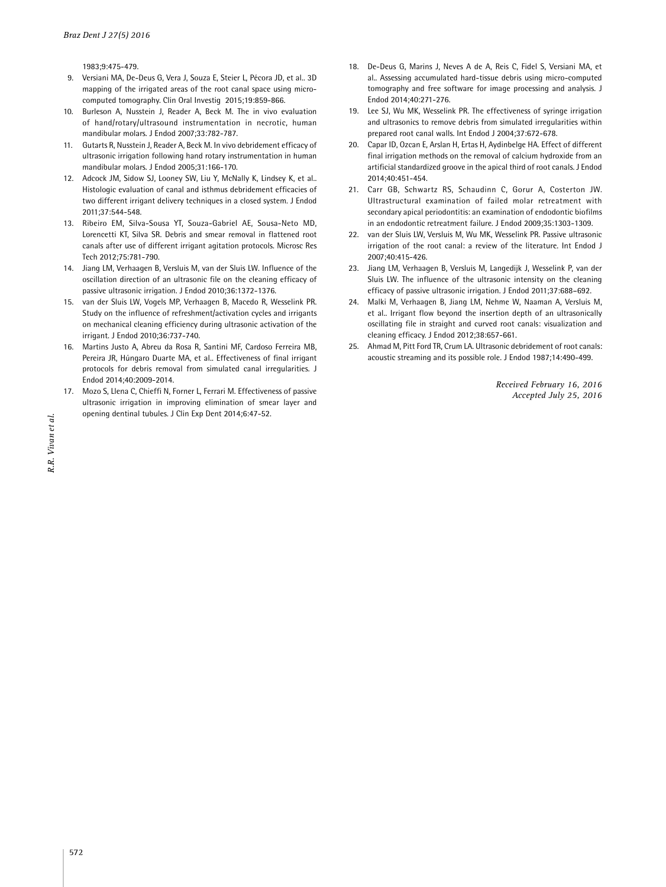1983;9:475-479.

9. Versiani MA, De-Deus G, Vera J, Souza E, Steier L, Pécora JD, et al.. 3D mapping of the irrigated areas of the root canal space using micro-computed tomography. Clin Oral Investig 2015;19:859-866.
10. Burleson A, Nusstein J, Reader A, Beck M. The in vivo evaluation of hand/rotary/ultrasound instrumentation in necrotic, human mandibular molars. J Endod 2007;33:782-787.
11. Gutarts R, Nusstein J, Reader A, Beck M. In vivo debridement efficacy of ultrasonic irrigation following hand rotary instrumentation in human mandibular molars. J Endod 2005;31:166-170.
12. Adcock JM, Sidow SJ, Looney SW, Liu Y, McNally K, Lindsey K, et al.. Histologic evaluation of canal and isthmus debridement efficacies of two different irrigant delivery techniques in a closed system. J Endod 2011;37:544-548.
13. Ribeiro EM, Silva-Sousa YT, Souza-Gabriel AE, Sousa-Neto MD, Lorencetti KT, Silva SR. Debris and smear removal in flattened root canals after use of different irrigant agitation protocols. Microsc Res Tech 2012;75:781-790.
14. Jiang LM, Verhaagen B, Versluis M, van der Sluis LW. Influence of the oscillation direction of an ultrasonic file on the cleaning efficacy of passive ultrasonic irrigation. J Endod 2010;36:1372-1376.
15. van der Sluis LW, Vogels MP, Verhaagen B, Macedo R, Wesselink PR. Study on the influence of refreshment/activation cycles and irrigants on mechanical cleaning efficiency during ultrasonic activation of the irrigant. J Endod 2010;36:737-740.
16. Martins Justo A, Abreu da Rosa R, Santini MF, Cardoso Ferreira MB, Pereira JR, Húngaro Duarte MA, et al.. Effectiveness of final irrigant protocols for debris removal from simulated canal irregularities. J Endod 2014;40:2009-2014.
17. Mozo S, Llena C, Chieffi N, Forner L, Ferrari M. Effectiveness of passive ultrasonic irrigation in improving elimination of smear layer and opening dentinal tubules. J Clin Exp Dent 2014;6:47-52.
18. De-Deus G, Marins J, Neves A de A, Reis C, Fidel S, Versiani MA, et al.. Assessing accumulated hard-tissue debris using micro-computed tomography and free software for image processing and analysis. J Endod 2014;40:271-276.
19. Lee SJ, Wu MK, Wesselink PR. The effectiveness of syringe irrigation and ultrasonics to remove debris from simulated irregularities within prepared root canal walls. Int Endod J 2004;37:672-678.
20. Capar ID, Ozcan E, Arslan H, Ertas H, Aydinbelge HA. Effect of different final irrigation methods on the removal of calcium hydroxide from an artificial standardized groove in the apical third of root canals. J Endod 2014;40:451-454.
21. Carr GB, Schwartz RS, Schaudinn C, Gorur A, Costerton JW. Ultrastructural examination of failed molar retreatment with secondary apical periodontitis: an examination of endodontic biofilms in an endodontic retreatment failure. J Endod 2009;35:1303-1309.
22. van der Sluis LW, Versluis M, Wu MK, Wesselink PR. Passive ultrasonic irrigation of the root canal: a review of the literature. Int Endod J 2007;40:415-426.
23. Jiang LM, Verhaagen B, Versluis M, Langedijk J, Wesselink P, van der Sluis LW. The influence of the ultrasonic intensity on the cleaning efficacy of passive ultrasonic irrigation. J Endod 2011;37:688–692.
24. Malki M, Verhaagen B, Jiang LM, Nehme W, Naaman A, Versluis M, et al.. Irrigant flow beyond the insertion depth of an ultrasonically oscillating file in straight and curved root canals: visualization and cleaning efficacy. J Endod 2012;38:657-661.
25. Ahmad M, Pitt Ford TR, Crum LA. Ultrasonic debridement of root canals: acoustic streaming and its possible role. J Endod 1987;14:490-499.

*Received February 16, 2016*
*Accepted July 25, 2016*